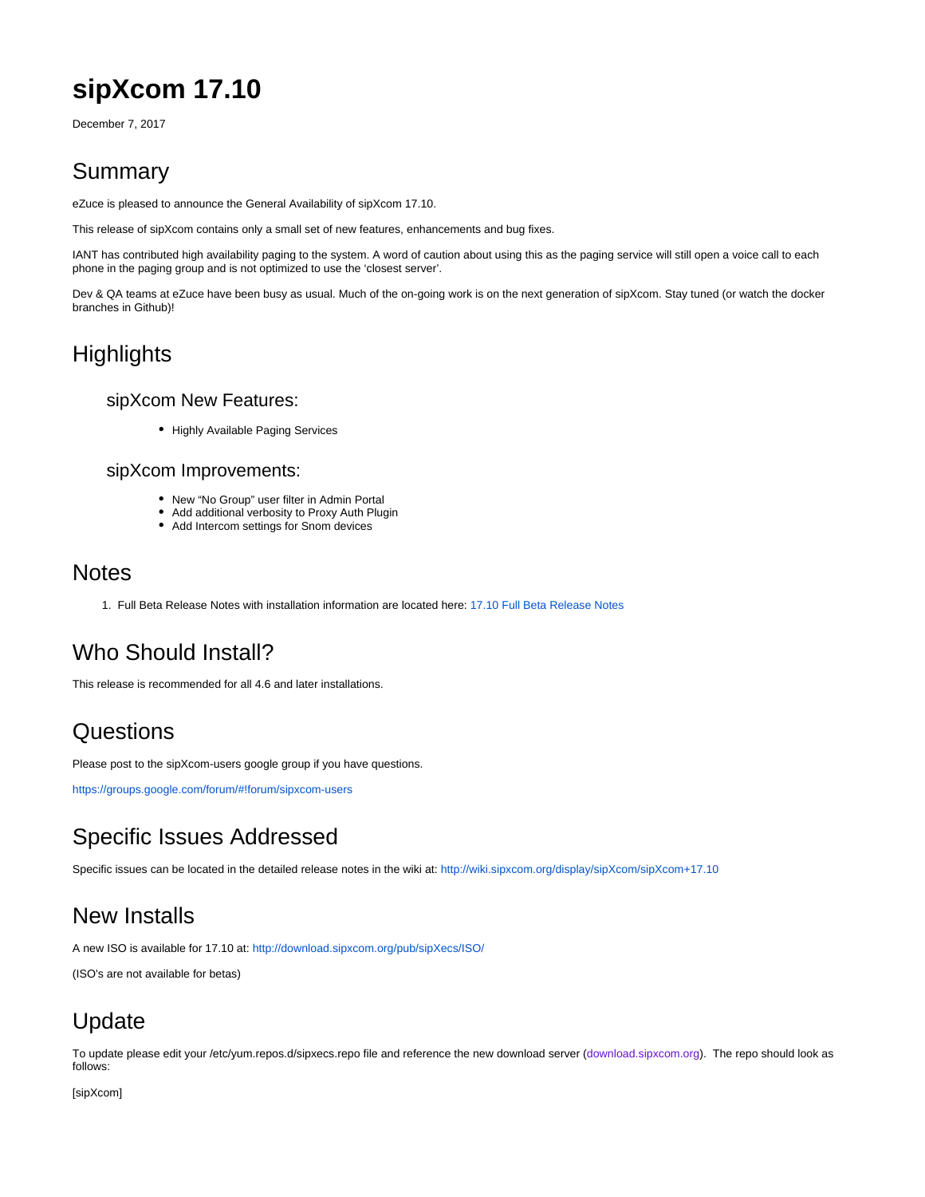# sipXcom 17.10

December 7, 2017

## Summary

eZuce is pleased to announce the General Availability of sipXcom 17.10.

This release of sipXcom contains only a small set of new features, enhancements and bug fixes.

IANT has contributed high availability paging to the system. A word of caution about using this as the paging service will still open a voice call to each phone in the paging group and is not optimized to use the 'closest server'.

Dev & QA teams at eZuce have been busy as usual. Much of the on-going work is on the next generation of sipXcom. Stay tuned (or watch the docker branches in Github)!

## Highlights

### sipXcom New Features:

- Highly Available Paging Services

### sipXcom Improvements:

- New "No Group" user filter in Admin Portal
- Add additional verbosity to Proxy Auth Plugin
- Add Intercom settings for Snom devices

## Notes

1. Full Beta Release Notes with installation information are located here: 17.10 Full Beta Release Notes

## Who Should Install?

This release is recommended for all 4.6 and later installations.

## Questions

Please post to the sipXcom-users google group if you have questions.

https://groups.google.com/forum/#!forum/sipxcom-users

## Specific Issues Addressed

Specific issues can be located in the detailed release notes in the wiki at: http://wiki.sipxcom.org/display/sipXcom/sipXcom+17.10

## New Installs

A new ISO is available for 17.10 at: http://download.sipxcom.org/pub/sipXecs/ISO/

(ISO's are not available for betas)

## Update

To update please edit your /etc/yum.repos.d/sipxecs.repo file and reference the new download server (download.sipxcom.org).  The repo should look as follows:

[sipXcom]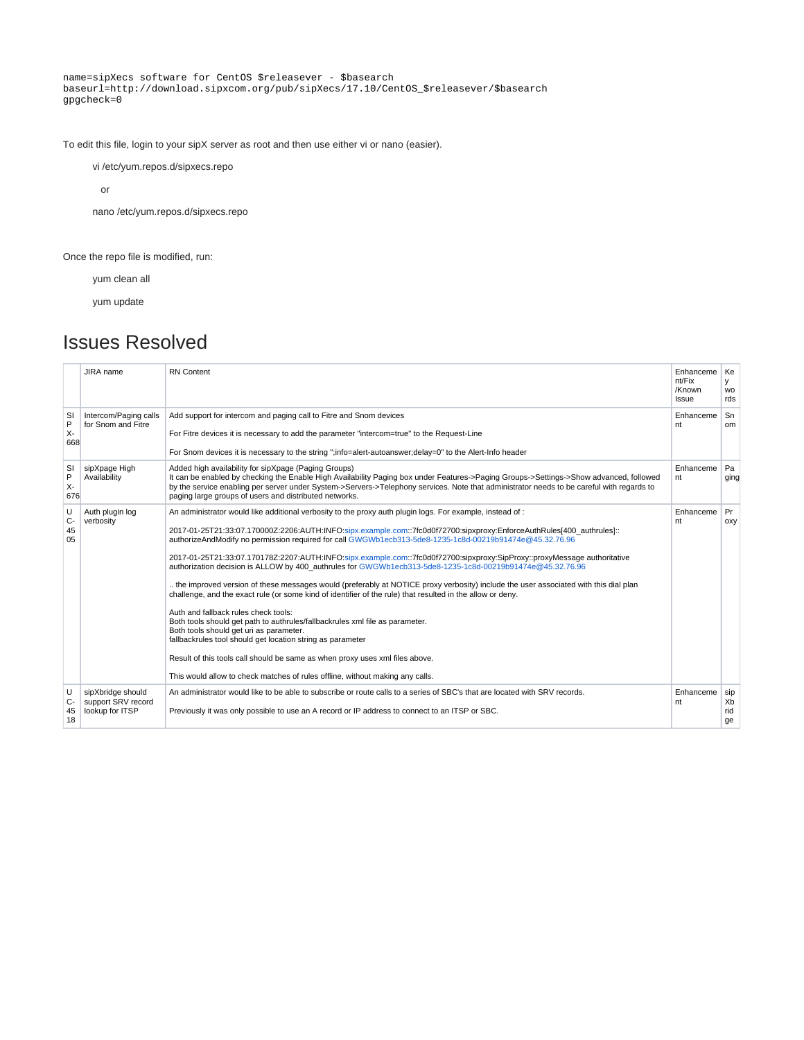```
name=sipXecs software for CentOS $releasever - $basearch
baseurl=http://download.sipxcom.org/pub/sipXecs/17.10/CentOS_$releasever/$basearch
gpgcheck=0
```

To edit this file, login to your sipX server as root and then use either vi or nano (easier).

vi /etc/yum.repos.d/sipxecs.repo

or

nano /etc/yum.repos.d/sipxecs.repo

Once the repo file is modified, run:

yum clean all

yum update

# Issues Resolved

| | JIRA name | RN Content | Enhancement/Fix /Known Issue | Keywords |
|---|---|---|---|---|
| SIPX-668 | Intercom/Paging calls for Snom and Fitre | Add support for intercom and paging call to Fitre and Snom devices<br><br>For Fitre devices it is necessary to add the parameter "intercom=true" to the Request-Line<br><br>For Snom devices it is necessary to the string ";info=alert-autoanswer;delay=0" to the Alert-Info header | Enhancement | Snom |
| SIPX-676 | sipXpage High Availability | Added high availability for sipXpage (Paging Groups)<br>It can be enabled by checking the Enable High Availability Paging box under Features->Paging Groups->Settings->Show advanced, followed by the service enabling per server under System->Servers->Telephony services. Note that administrator needs to be careful with regards to paging large groups of users and distributed networks. | Enhancement | Paging |
| UC-4505 | Auth plugin log verbosity | An administrator would like additional verbosity to the proxy auth plugin logs. For example, instead of :<br><br>2017-01-25T21:33:07.170000Z:2206:AUTH:INFO:sipx.example.com::7fc0d0f72700:sipxproxy:EnforceAuthRules[400_authrules]:: authorizeAndModify no permission required for call GWGWb1ecb313-5de8-1235-1c8d-00219b91474e@45.32.76.96<br><br>2017-01-25T21:33:07.170178Z:2207:AUTH:INFO:sipx.example.com::7fc0d0f72700:sipxproxy:SipProxy::proxyMessage authoritative authorization decision is ALLOW by 400_authrules for GWGWb1ecb313-5de8-1235-1c8d-00219b91474e@45.32.76.96<br><br>.. the improved version of these messages would (preferably at NOTICE proxy verbosity) include the user associated with this dial plan challenge, and the exact rule (or some kind of identifier of the rule) that resulted in the allow or deny.<br><br>Auth and fallback rules check tools:<br>Both tools should get path to authrules/fallbackrules xml file as parameter.<br>Both tools should get uri as parameter.<br>fallbackrules tool should get location string as parameter<br><br>Result of this tools call should be same as when proxy uses xml files above.<br><br>This would allow to check matches of rules offline, without making any calls. | Enhancement | Proxy |
| UC-4518 | sipXbridge should support SRV record lookup for ITSP | An administrator would like to be able to subscribe or route calls to a series of SBC's that are located with SRV records.<br><br>Previously it was only possible to use an A record or IP address to connect to an ITSP or SBC. | Enhancement | sipXbridge |